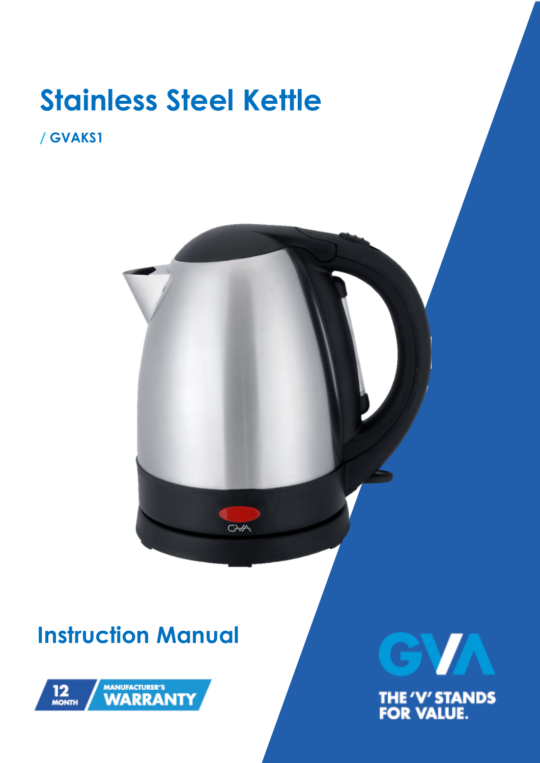# Stainless Steel Kettle

/ GVAKS1

## Instruction Manual

12 MONTH MANUFACTURER'S WARRANTY

GVA

THE 'V' STANDS FOR VALUE.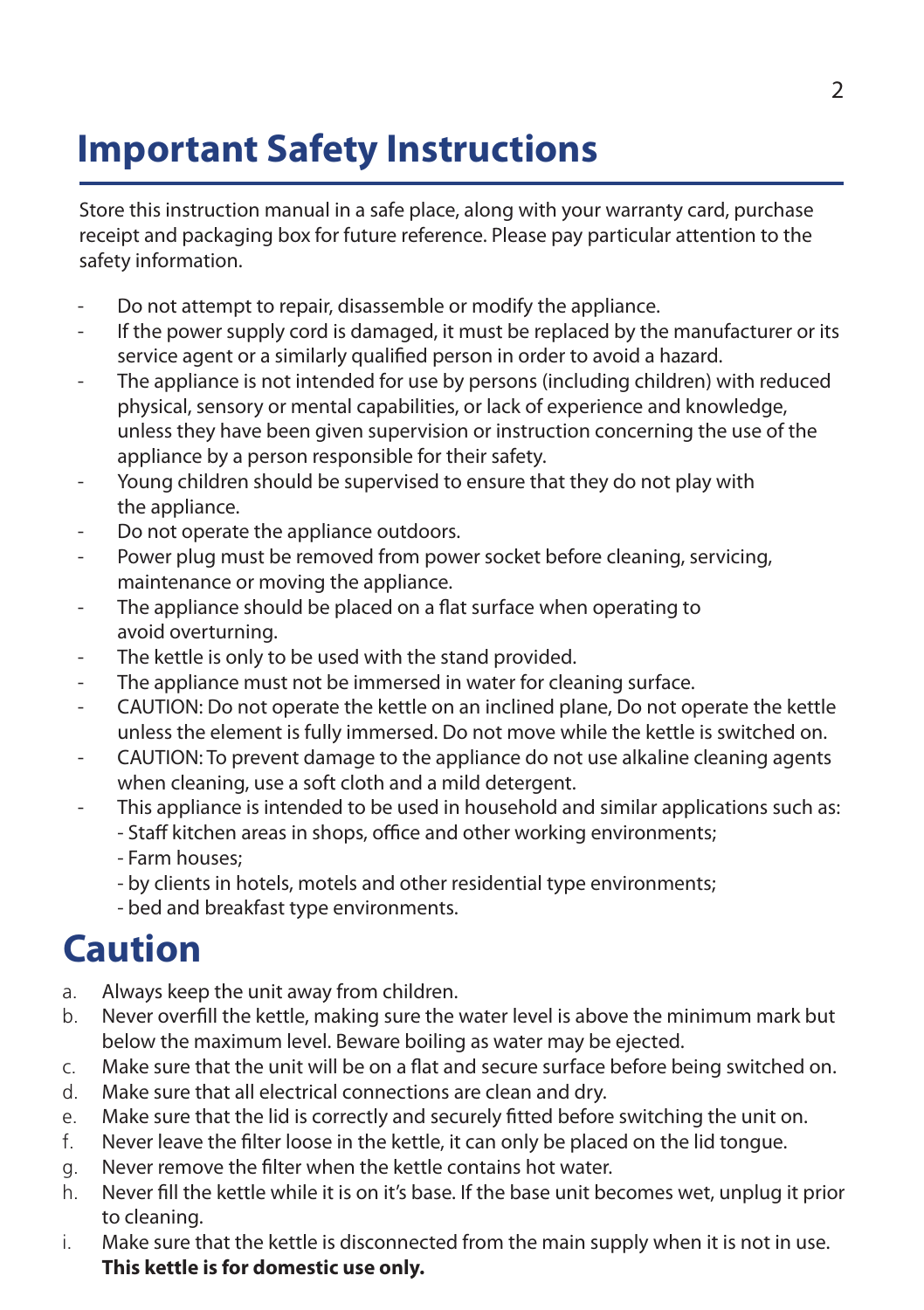# Important Safety Instructions

Store this instruction manual in a safe place, along with your warranty card, purchase receipt and packaging box for future reference. Please pay particular attention to the safety information.

- Do not attempt to repair, disassemble or modify the appliance.
- If the power supply cord is damaged, it must be replaced by the manufacturer or its service agent or a similarly qualified person in order to avoid a hazard.
- The appliance is not intended for use by persons (including children) with reduced physical, sensory or mental capabilities, or lack of experience and knowledge, unless they have been given supervision or instruction concerning the use of the appliance by a person responsible for their safety.
- Young children should be supervised to ensure that they do not play with the appliance.
- Do not operate the appliance outdoors.
- Power plug must be removed from power socket before cleaning, servicing, maintenance or moving the appliance.
- The appliance should be placed on a flat surface when operating to avoid overturning.
- The kettle is only to be used with the stand provided.
- The appliance must not be immersed in water for cleaning surface.
- CAUTION: Do not operate the kettle on an inclined plane, Do not operate the kettle unless the element is fully immersed. Do not move while the kettle is switched on.
- CAUTION: To prevent damage to the appliance do not use alkaline cleaning agents when cleaning, use a soft cloth and a mild detergent.
- This appliance is intended to be used in household and similar applications such as:
  - Staff kitchen areas in shops, office and other working environments;
  - Farm houses;
  - by clients in hotels, motels and other residential type environments;
  - bed and breakfast type environments.

# Caution

a. Always keep the unit away from children.
b. Never overfill the kettle, making sure the water level is above the minimum mark but below the maximum level. Beware boiling as water may be ejected.
c. Make sure that the unit will be on a flat and secure surface before being switched on.
d. Make sure that all electrical connections are clean and dry.
e. Make sure that the lid is correctly and securely fitted before switching the unit on.
f. Never leave the filter loose in the kettle, it can only be placed on the lid tongue.
g. Never remove the filter when the kettle contains hot water.
h. Never fill the kettle while it is on it's base. If the base unit becomes wet, unplug it prior to cleaning.
i. Make sure that the kettle is disconnected from the main supply when it is not in use.

**This kettle is for domestic use only.**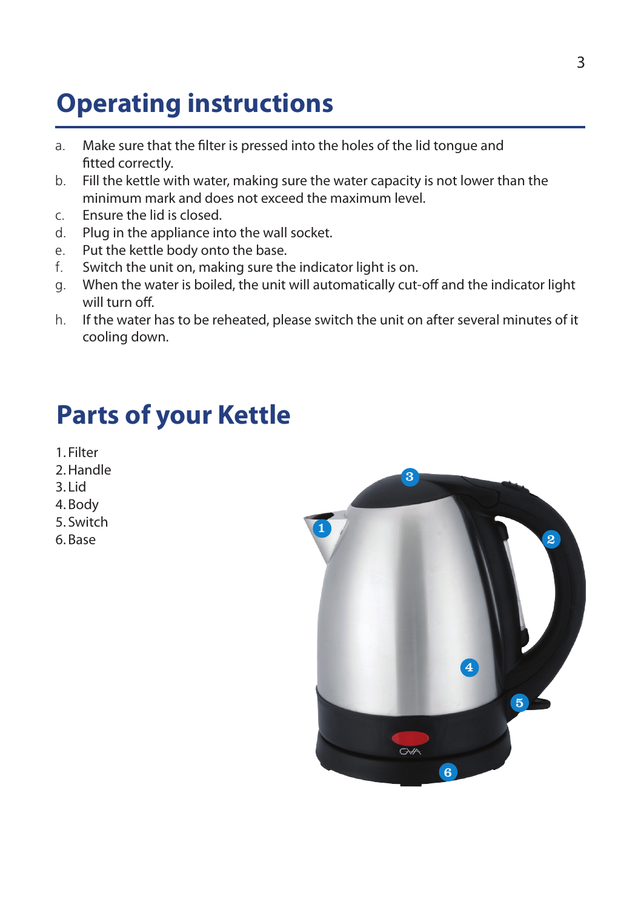# Operating instructions

a. Make sure that the filter is pressed into the holes of the lid tongue and fitted correctly.
b. Fill the kettle with water, making sure the water capacity is not lower than the minimum mark and does not exceed the maximum level.
c. Ensure the lid is closed.
d. Plug in the appliance into the wall socket.
e. Put the kettle body onto the base.
f. Switch the unit on, making sure the indicator light is on.
g. When the water is boiled, the unit will automatically cut-off and the indicator light will turn off.
h. If the water has to be reheated, please switch the unit on after several minutes of it cooling down.

# Parts of your Kettle

1. Filter
2. Handle
3. Lid
4. Body
5. Switch
6. Base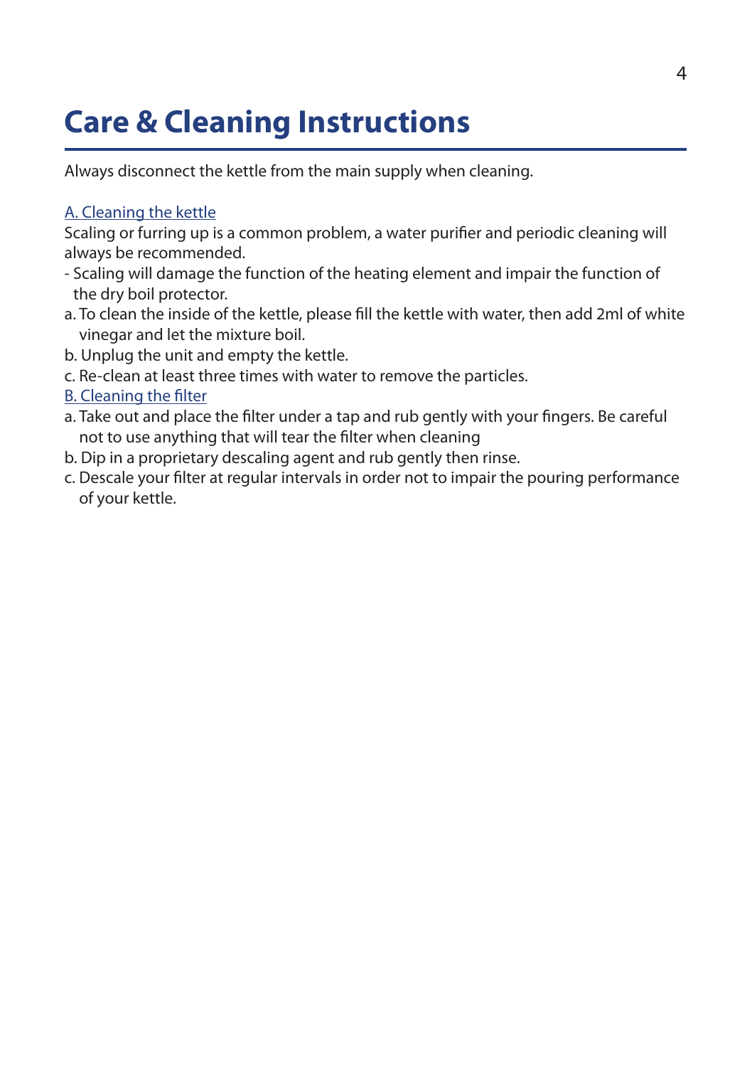# Care & Cleaning Instructions

Always disconnect the kettle from the main supply when cleaning.

A. Cleaning the kettle

Scaling or furring up is a common problem, a water purifier and periodic cleaning will always be recommended.

- Scaling will damage the function of the heating element and impair the function of the dry boil protector.

a. To clean the inside of the kettle, please fill the kettle with water, then add 2ml of white vinegar and let the mixture boil.

b. Unplug the unit and empty the kettle.

c. Re-clean at least three times with water to remove the particles.

B. Cleaning the filter

a. Take out and place the filter under a tap and rub gently with your fingers. Be careful not to use anything that will tear the filter when cleaning

b. Dip in a proprietary descaling agent and rub gently then rinse.

c. Descale your filter at regular intervals in order not to impair the pouring performance of your kettle.